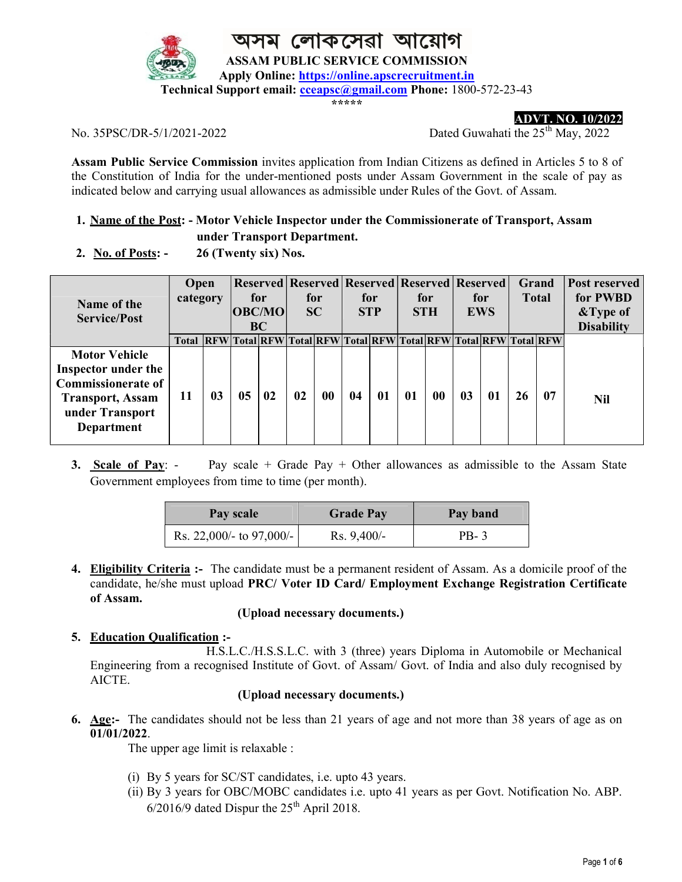# অসম লোকসেৱা আয়োগ

**ASSAM PUBLIC SERVICE COMMISSION**

**Apply Online:** https://online.apscrecruitment.in

**Technical Support email:** cceapsc@gmail.com **Phone:** 1800-572-23-43

\*\*\*\*\*

**ADVT. NO. 10/2022**

No. 35PSC/DR-5/1/2021-2022

Dated Guwahati the 25th May, 2022

**Assam Public Service Commission** invites application from Indian Citizens as defined in Articles 5 to 8 of the Constitution of India for the under-mentioned posts under Assam Government in the scale of pay as indicated below and carrying usual allowances as admissible under Rules of the Govt. of Assam.

1. **Name of the Post: - Motor Vehicle Inspector under the Commissionerate of Transport, Assam under Transport Department.**
2. **No. of Posts: - 26 (Twenty six) Nos.**

| Name of the Service/Post | Open category | | Reserved for OBC/MOBC | | Reserved for SC | | Reserved for STP | | Reserved for STH | | Reserved for EWS | | Grand Total | | Post reserved for PWBD &Type of Disability |
|---|---|---|---|---|---|---|---|---|---|---|---|---|---|---|---|
| | Total | RFW | Total | RFW | Total | RFW | Total | RFW | Total | RFW | Total | RFW | Total | RFW | |
| Motor Vehicle Inspector under the Commissionerate of Transport, Assam under Transport Department | 11 | 03 | 05 | 02 | 02 | 00 | 04 | 01 | 01 | 00 | 03 | 01 | 26 | 07 | Nil |

3. **Scale of Pay**: - Pay scale + Grade Pay + Other allowances as admissible to the Assam State Government employees from time to time (per month).

| Pay scale | Grade Pay | Pay band |
|---|---|---|
| Rs. 22,000/- to 97,000/- | Rs. 9,400/- | PB- 3 |

4. **Eligibility Criteria :-** The candidate must be a permanent resident of Assam. As a domicile proof of the candidate, he/she must upload **PRC/ Voter ID Card/ Employment Exchange Registration Certificate of Assam.**

   **(Upload necessary documents.)**

5. **Education Qualification :-**

   H.S.L.C./H.S.S.L.C. with 3 (three) years Diploma in Automobile or Mechanical Engineering from a recognised Institute of Govt. of Assam/ Govt. of India and also duly recognised by AICTE.

   **(Upload necessary documents.)**

6. **Age:-** The candidates should not be less than 21 years of age and not more than 38 years of age as on **01/01/2022**.

   The upper age limit is relaxable :

   (i) By 5 years for SC/ST candidates, i.e. upto 43 years.
   (ii) By 3 years for OBC/MOBC candidates i.e. upto 41 years as per Govt. Notification No. ABP. 6/2016/9 dated Dispur the 25th April 2018.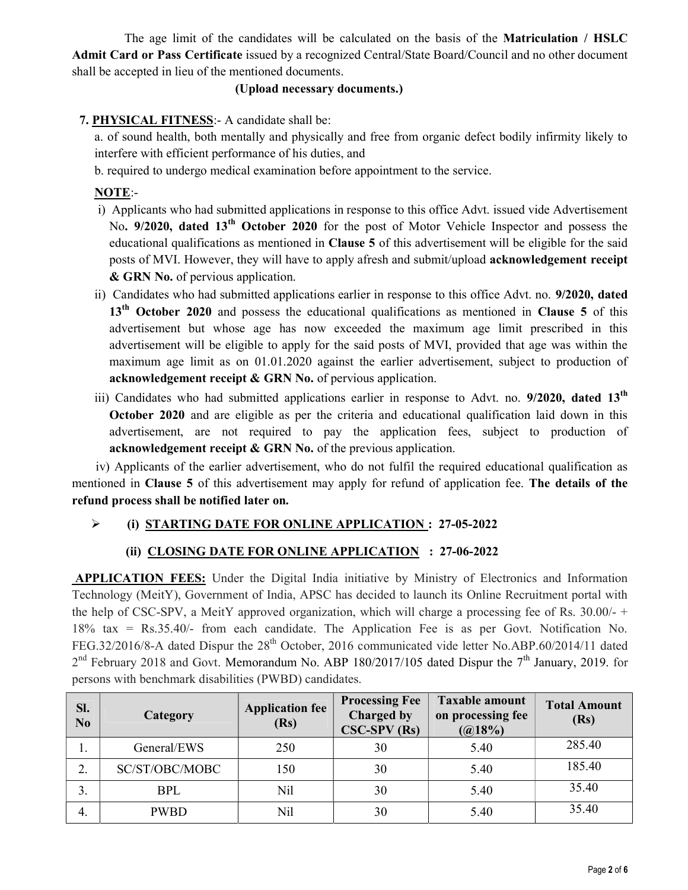The age limit of the candidates will be calculated on the basis of the **Matriculation / HSLC Admit Card or Pass Certificate** issued by a recognized Central/State Board/Council and no other document shall be accepted in lieu of the mentioned documents.

**(Upload necessary documents.)**

**7. PHYSICAL FITNESS**:- A candidate shall be:

a. of sound health, both mentally and physically and free from organic defect bodily infirmity likely to interfere with efficient performance of his duties, and

b. required to undergo medical examination before appointment to the service.

**NOTE**:-

i) Applicants who had submitted applications in response to this office Advt. issued vide Advertisement No**. 9/2020, dated 13th October 2020** for the post of Motor Vehicle Inspector and possess the educational qualifications as mentioned in **Clause 5** of this advertisement will be eligible for the said posts of MVI. However, they will have to apply afresh and submit/upload **acknowledgement receipt & GRN No.** of pervious application.

ii) Candidates who had submitted applications earlier in response to this office Advt. no. **9/2020, dated 13th October 2020** and possess the educational qualifications as mentioned in **Clause 5** of this advertisement but whose age has now exceeded the maximum age limit prescribed in this advertisement will be eligible to apply for the said posts of MVI, provided that age was within the maximum age limit as on 01.01.2020 against the earlier advertisement, subject to production of **acknowledgement receipt & GRN No.** of pervious application.

iii) Candidates who had submitted applications earlier in response to Advt. no. **9/2020, dated 13th October 2020** and are eligible as per the criteria and educational qualification laid down in this advertisement, are not required to pay the application fees, subject to production of **acknowledgement receipt & GRN No.** of the previous application.

iv) Applicants of the earlier advertisement, who do not fulfil the required educational qualification as mentioned in **Clause 5** of this advertisement may apply for refund of application fee. **The details of the refund process shall be notified later on.**

- **(i) STARTING DATE FOR ONLINE APPLICATION : 27-05-2022**

  **(ii) CLOSING DATE FOR ONLINE APPLICATION : 27-06-2022**

**APPLICATION FEES:** Under the Digital India initiative by Ministry of Electronics and Information Technology (MeitY), Government of India, APSC has decided to launch its Online Recruitment portal with the help of CSC-SPV, a MeitY approved organization, which will charge a processing fee of Rs. 30.00/- + 18% tax = Rs.35.40/- from each candidate. The Application Fee is as per Govt. Notification No. FEG.32/2016/8-A dated Dispur the 28th October, 2016 communicated vide letter No.ABP.60/2014/11 dated 2nd February 2018 and Govt. Memorandum No. ABP 180/2017/105 dated Dispur the 7th January, 2019. for persons with benchmark disabilities (PWBD) candidates.

| Sl. No | Category | Application fee (Rs) | Processing Fee Charged by CSC-SPV (Rs) | Taxable amount on processing fee (@18%) | Total Amount (Rs) |
|---|---|---|---|---|---|
| 1. | General/EWS | 250 | 30 | 5.40 | 285.40 |
| 2. | SC/ST/OBC/MOBC | 150 | 30 | 5.40 | 185.40 |
| 3. | BPL | Nil | 30 | 5.40 | 35.40 |
| 4. | PWBD | Nil | 30 | 5.40 | 35.40 |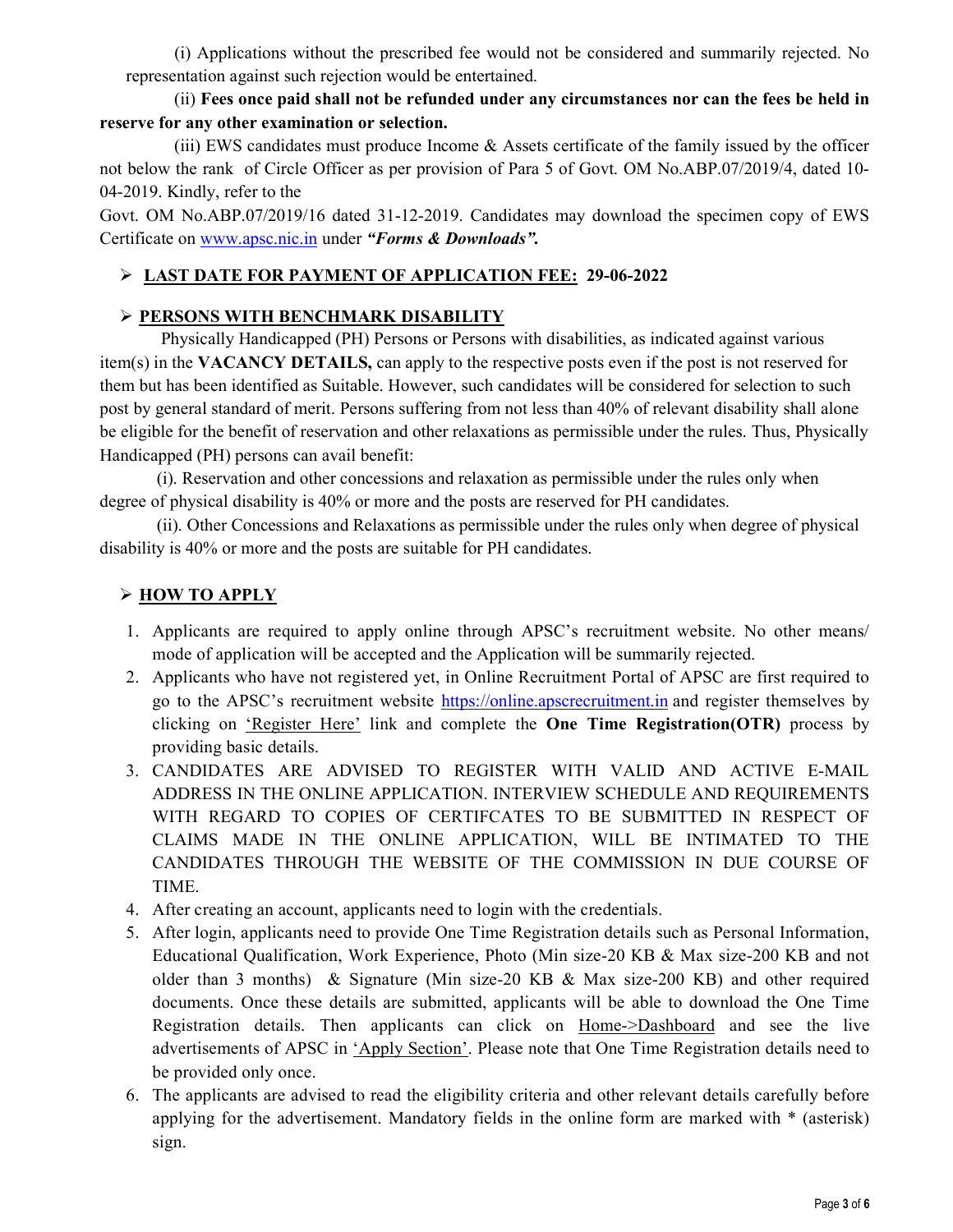(i) Applications without the prescribed fee would not be considered and summarily rejected. No representation against such rejection would be entertained.

(ii) **Fees once paid shall not be refunded under any circumstances nor can the fees be held in reserve for any other examination or selection.**

(iii) EWS candidates must produce Income & Assets certificate of the family issued by the officer not below the rank of Circle Officer as per provision of Para 5 of Govt. OM No.ABP.07/2019/4, dated 10-04-2019. Kindly, refer to the Govt. OM No.ABP.07/2019/16 dated 31-12-2019. Candidates may download the specimen copy of EWS Certificate on www.apsc.nic.in under ***"Forms & Downloads".***

- **LAST DATE FOR PAYMENT OF APPLICATION FEE: 29-06-2022**

- **PERSONS WITH BENCHMARK DISABILITY**

Physically Handicapped (PH) Persons or Persons with disabilities, as indicated against various item(s) in the **VACANCY DETAILS,** can apply to the respective posts even if the post is not reserved for them but has been identified as Suitable. However, such candidates will be considered for selection to such post by general standard of merit. Persons suffering from not less than 40% of relevant disability shall alone be eligible for the benefit of reservation and other relaxations as permissible under the rules. Thus, Physically Handicapped (PH) persons can avail benefit:

(i). Reservation and other concessions and relaxation as permissible under the rules only when degree of physical disability is 40% or more and the posts are reserved for PH candidates.

(ii). Other Concessions and Relaxations as permissible under the rules only when degree of physical disability is 40% or more and the posts are suitable for PH candidates.

- **HOW TO APPLY**

1. Applicants are required to apply online through APSC's recruitment website. No other means/ mode of application will be accepted and the Application will be summarily rejected.
2. Applicants who have not registered yet, in Online Recruitment Portal of APSC are first required to go to the APSC's recruitment website https://online.apscrecruitment.in and register themselves by clicking on 'Register Here' link and complete the **One Time Registration(OTR)** process by providing basic details.
3. CANDIDATES ARE ADVISED TO REGISTER WITH VALID AND ACTIVE E-MAIL ADDRESS IN THE ONLINE APPLICATION. INTERVIEW SCHEDULE AND REQUIREMENTS WITH REGARD TO COPIES OF CERTIFCATES TO BE SUBMITTED IN RESPECT OF CLAIMS MADE IN THE ONLINE APPLICATION, WILL BE INTIMATED TO THE CANDIDATES THROUGH THE WEBSITE OF THE COMMISSION IN DUE COURSE OF TIME.
4. After creating an account, applicants need to login with the credentials.
5. After login, applicants need to provide One Time Registration details such as Personal Information, Educational Qualification, Work Experience, Photo (Min size-20 KB & Max size-200 KB and not older than 3 months) & Signature (Min size-20 KB & Max size-200 KB) and other required documents. Once these details are submitted, applicants will be able to download the One Time Registration details. Then applicants can click on Home->Dashboard and see the live advertisements of APSC in 'Apply Section'. Please note that One Time Registration details need to be provided only once.
6. The applicants are advised to read the eligibility criteria and other relevant details carefully before applying for the advertisement. Mandatory fields in the online form are marked with * (asterisk) sign.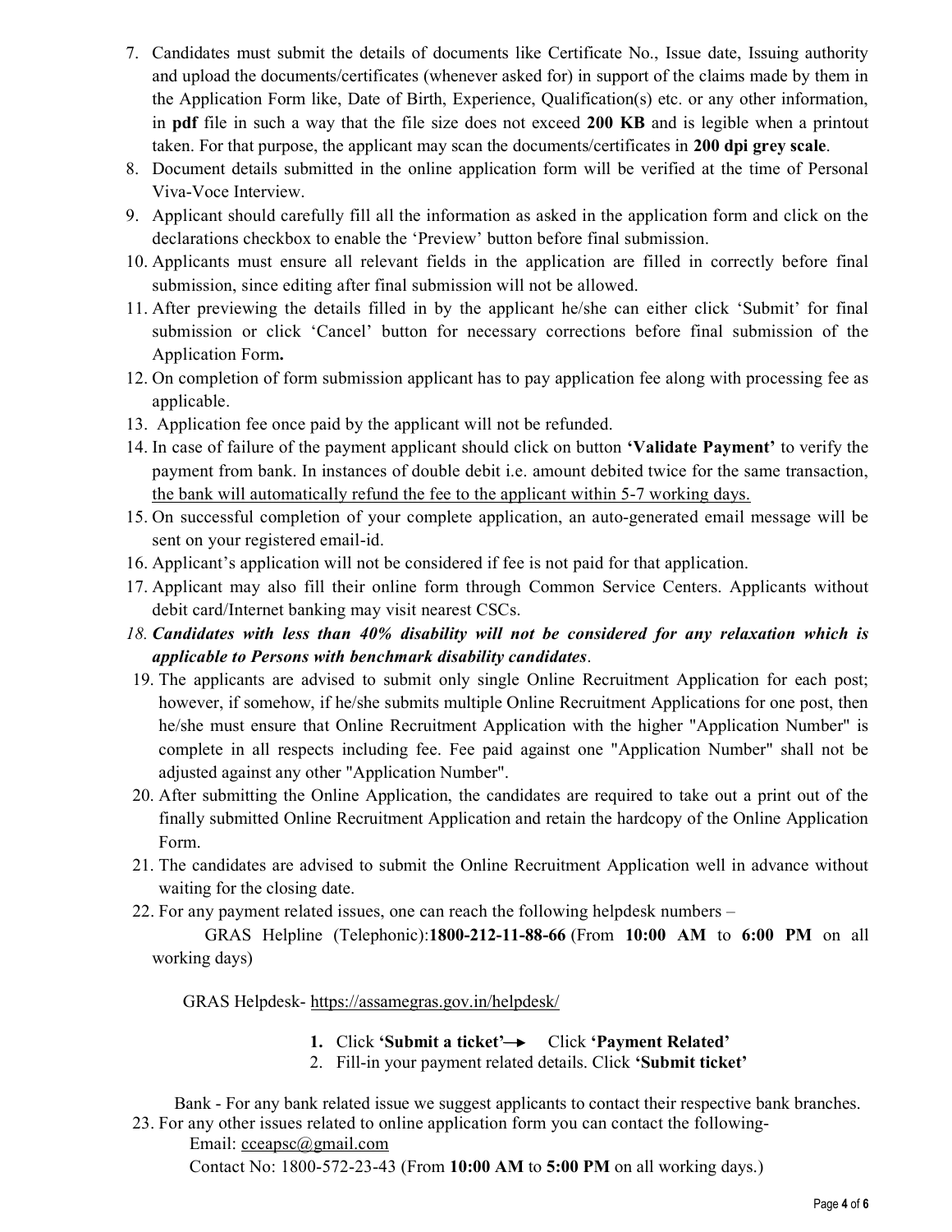7. Candidates must submit the details of documents like Certificate No., Issue date, Issuing authority and upload the documents/certificates (whenever asked for) in support of the claims made by them in the Application Form like, Date of Birth, Experience, Qualification(s) etc. or any other information, in **pdf** file in such a way that the file size does not exceed **200 KB** and is legible when a printout taken. For that purpose, the applicant may scan the documents/certificates in **200 dpi grey scale**.
8. Document details submitted in the online application form will be verified at the time of Personal Viva-Voce Interview.
9. Applicant should carefully fill all the information as asked in the application form and click on the declarations checkbox to enable the 'Preview' button before final submission.
10. Applicants must ensure all relevant fields in the application are filled in correctly before final submission, since editing after final submission will not be allowed.
11. After previewing the details filled in by the applicant he/she can either click 'Submit' for final submission or click 'Cancel' button for necessary corrections before final submission of the Application Form**.**
12. On completion of form submission applicant has to pay application fee along with processing fee as applicable.
13. Application fee once paid by the applicant will not be refunded.
14. In case of failure of the payment applicant should click on button **'Validate Payment'** to verify the payment from bank. In instances of double debit i.e. amount debited twice for the same transaction, <u>the bank will automatically refund the fee to the applicant within 5-7 working days.</u>
15. On successful completion of your complete application, an auto-generated email message will be sent on your registered email-id.
16. Applicant's application will not be considered if fee is not paid for that application.
17. Applicant may also fill their online form through Common Service Centers. Applicants without debit card/Internet banking may visit nearest CSCs.
18. ***Candidates with less than 40% disability will not be considered for any relaxation which is applicable to Persons with benchmark disability candidates***.
19. The applicants are advised to submit only single Online Recruitment Application for each post; however, if somehow, if he/she submits multiple Online Recruitment Applications for one post, then he/she must ensure that Online Recruitment Application with the higher "Application Number" is complete in all respects including fee. Fee paid against one "Application Number" shall not be adjusted against any other "Application Number".
20. After submitting the Online Application, the candidates are required to take out a print out of the finally submitted Online Recruitment Application and retain the hardcopy of the Online Application Form.
21. The candidates are advised to submit the Online Recruitment Application well in advance without waiting for the closing date.
22. For any payment related issues, one can reach the following helpdesk numbers –

    GRAS Helpline (Telephonic):**1800-212-11-88-66** (From **10:00 AM** to **6:00 PM** on all working days)

    GRAS Helpdesk- https://assamegras.gov.in/helpdesk/

    1. Click **'Submit a ticket'**→ Click **'Payment Related'**
    2. Fill-in your payment related details. Click **'Submit ticket'**

    Bank - For any bank related issue we suggest applicants to contact their respective bank branches.
23. For any other issues related to online application form you can contact the following-

    Email: cceapsc@gmail.com

    Contact No: 1800-572-23-43 (From **10:00 AM** to **5:00 PM** on all working days.)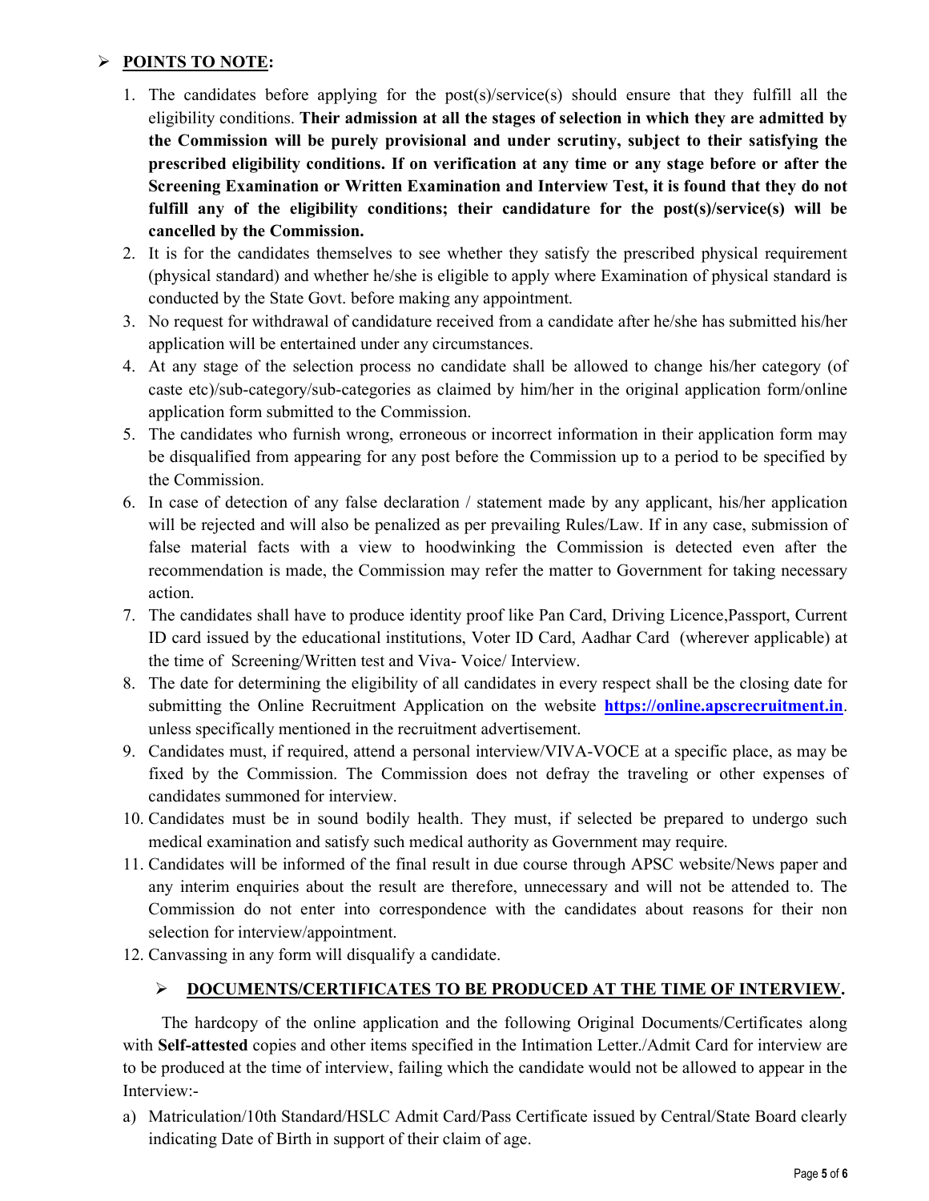## ➢ POINTS TO NOTE:

1. The candidates before applying for the post(s)/service(s) should ensure that they fulfill all the eligibility conditions. **Their admission at all the stages of selection in which they are admitted by the Commission will be purely provisional and under scrutiny, subject to their satisfying the prescribed eligibility conditions. If on verification at any time or any stage before or after the Screening Examination or Written Examination and Interview Test, it is found that they do not fulfill any of the eligibility conditions; their candidature for the post(s)/service(s) will be cancelled by the Commission.**
2. It is for the candidates themselves to see whether they satisfy the prescribed physical requirement (physical standard) and whether he/she is eligible to apply where Examination of physical standard is conducted by the State Govt. before making any appointment.
3. No request for withdrawal of candidature received from a candidate after he/she has submitted his/her application will be entertained under any circumstances.
4. At any stage of the selection process no candidate shall be allowed to change his/her category (of caste etc)/sub-category/sub-categories as claimed by him/her in the original application form/online application form submitted to the Commission.
5. The candidates who furnish wrong, erroneous or incorrect information in their application form may be disqualified from appearing for any post before the Commission up to a period to be specified by the Commission.
6. In case of detection of any false declaration / statement made by any applicant, his/her application will be rejected and will also be penalized as per prevailing Rules/Law. If in any case, submission of false material facts with a view to hoodwinking the Commission is detected even after the recommendation is made, the Commission may refer the matter to Government for taking necessary action.
7. The candidates shall have to produce identity proof like Pan Card, Driving Licence,Passport, Current ID card issued by the educational institutions, Voter ID Card, Aadhar Card (wherever applicable) at the time of Screening/Written test and Viva- Voice/ Interview.
8. The date for determining the eligibility of all candidates in every respect shall be the closing date for submitting the Online Recruitment Application on the website **https://online.apscrecruitment.in**. unless specifically mentioned in the recruitment advertisement.
9. Candidates must, if required, attend a personal interview/VIVA-VOCE at a specific place, as may be fixed by the Commission. The Commission does not defray the traveling or other expenses of candidates summoned for interview.
10. Candidates must be in sound bodily health. They must, if selected be prepared to undergo such medical examination and satisfy such medical authority as Government may require.
11. Candidates will be informed of the final result in due course through APSC website/News paper and any interim enquiries about the result are therefore, unnecessary and will not be attended to. The Commission do not enter into correspondence with the candidates about reasons for their non selection for interview/appointment.
12. Canvassing in any form will disqualify a candidate.

### ➢ DOCUMENTS/CERTIFICATES TO BE PRODUCED AT THE TIME OF INTERVIEW.

The hardcopy of the online application and the following Original Documents/Certificates along with **Self-attested** copies and other items specified in the Intimation Letter./Admit Card for interview are to be produced at the time of interview, failing which the candidate would not be allowed to appear in the Interview:-

a) Matriculation/10th Standard/HSLC Admit Card/Pass Certificate issued by Central/State Board clearly indicating Date of Birth in support of their claim of age.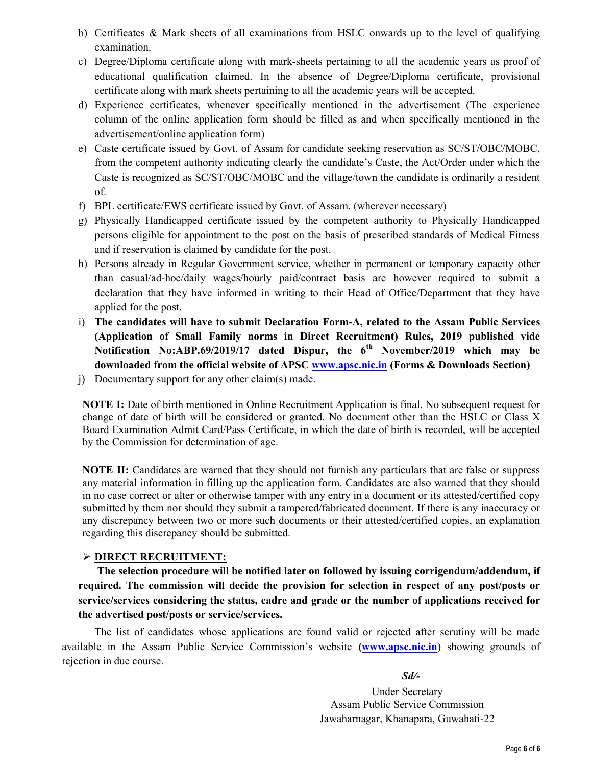b) Certificates & Mark sheets of all examinations from HSLC onwards up to the level of qualifying examination.

c) Degree/Diploma certificate along with mark-sheets pertaining to all the academic years as proof of educational qualification claimed. In the absence of Degree/Diploma certificate, provisional certificate along with mark sheets pertaining to all the academic years will be accepted.

d) Experience certificates, whenever specifically mentioned in the advertisement (The experience column of the online application form should be filled as and when specifically mentioned in the advertisement/online application form)

e) Caste certificate issued by Govt. of Assam for candidate seeking reservation as SC/ST/OBC/MOBC, from the competent authority indicating clearly the candidate's Caste, the Act/Order under which the Caste is recognized as SC/ST/OBC/MOBC and the village/town the candidate is ordinarily a resident of.

f) BPL certificate/EWS certificate issued by Govt. of Assam. (wherever necessary)

g) Physically Handicapped certificate issued by the competent authority to Physically Handicapped persons eligible for appointment to the post on the basis of prescribed standards of Medical Fitness and if reservation is claimed by candidate for the post.

h) Persons already in Regular Government service, whether in permanent or temporary capacity other than casual/ad-hoc/daily wages/hourly paid/contract basis are however required to submit a declaration that they have informed in writing to their Head of Office/Department that they have applied for the post.

i) **The candidates will have to submit Declaration Form-A, related to the Assam Public Services (Application of Small Family norms in Direct Recruitment) Rules, 2019 published vide Notification No:ABP.69/2019/17 dated Dispur, the 6th November/2019 which may be downloaded from the official website of APSC www.apsc.nic.in (Forms & Downloads Section)**

j) Documentary support for any other claim(s) made.

**NOTE I:** Date of birth mentioned in Online Recruitment Application is final. No subsequent request for change of date of birth will be considered or granted. No document other than the HSLC or Class X Board Examination Admit Card/Pass Certificate, in which the date of birth is recorded, will be accepted by the Commission for determination of age.

**NOTE II:** Candidates are warned that they should not furnish any particulars that are false or suppress any material information in filling up the application form. Candidates are also warned that they should in no case correct or alter or otherwise tamper with any entry in a document or its attested/certified copy submitted by them nor should they submit a tampered/fabricated document. If there is any inaccuracy or any discrepancy between two or more such documents or their attested/certified copies, an explanation regarding this discrepancy should be submitted.

## ➢ DIRECT RECRUITMENT:

**The selection procedure will be notified later on followed by issuing corrigendum/addendum, if required. The commission will decide the provision for selection in respect of any post/posts or service/services considering the status, cadre and grade or the number of applications received for the advertised post/posts or service/services.**

The list of candidates whose applications are found valid or rejected after scrutiny will be made available in the Assam Public Service Commission's website (**www.apsc.nic.in**) showing grounds of rejection in due course.

***Sd/-***

Under Secretary
Assam Public Service Commission
Jawaharnagar, Khanapara, Guwahati-22